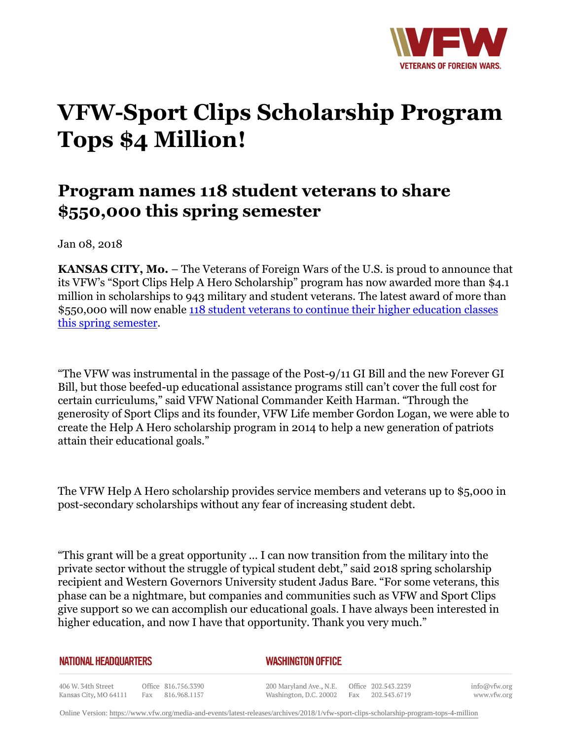# VFW-Sport Clips Scholarship Program Tops $4 Million!

## Program names 118 student veterans to share $550,000 this spring semester

Jan 08, 2018

**KANSAS CITY, Mo.** – The Veterans of Foreign Wars of the U.S. is proud to announce that its VFW's "Sport Clips Help A Hero Scholarship" program has now awarded more than $4.1 million in scholarships to 943 military and student veterans. The latest award of more than $550,000 will now enable 118 student veterans to continue their higher education classes this spring semester.

"The VFW was instrumental in the passage of the Post-9/11 GI Bill and the new Forever GI Bill, but those beefed-up educational assistance programs still can't cover the full cost for certain curriculums," said VFW National Commander Keith Harman. "Through the generosity of Sport Clips and its founder, VFW Life member Gordon Logan, we were able to create the Help A Hero scholarship program in 2014 to help a new generation of patriots attain their educational goals."

The VFW Help A Hero scholarship provides service members and veterans up to $5,000 in post-secondary scholarships without any fear of increasing student debt.

"This grant will be a great opportunity … I can now transition from the military into the private sector without the struggle of typical student debt," said 2018 spring scholarship recipient and Western Governors University student Jadus Bare. "For some veterans, this phase can be a nightmare, but companies and communities such as VFW and Sport Clips give support so we can accomplish our educational goals. I have always been interested in higher education, and now I have that opportunity. Thank you very much."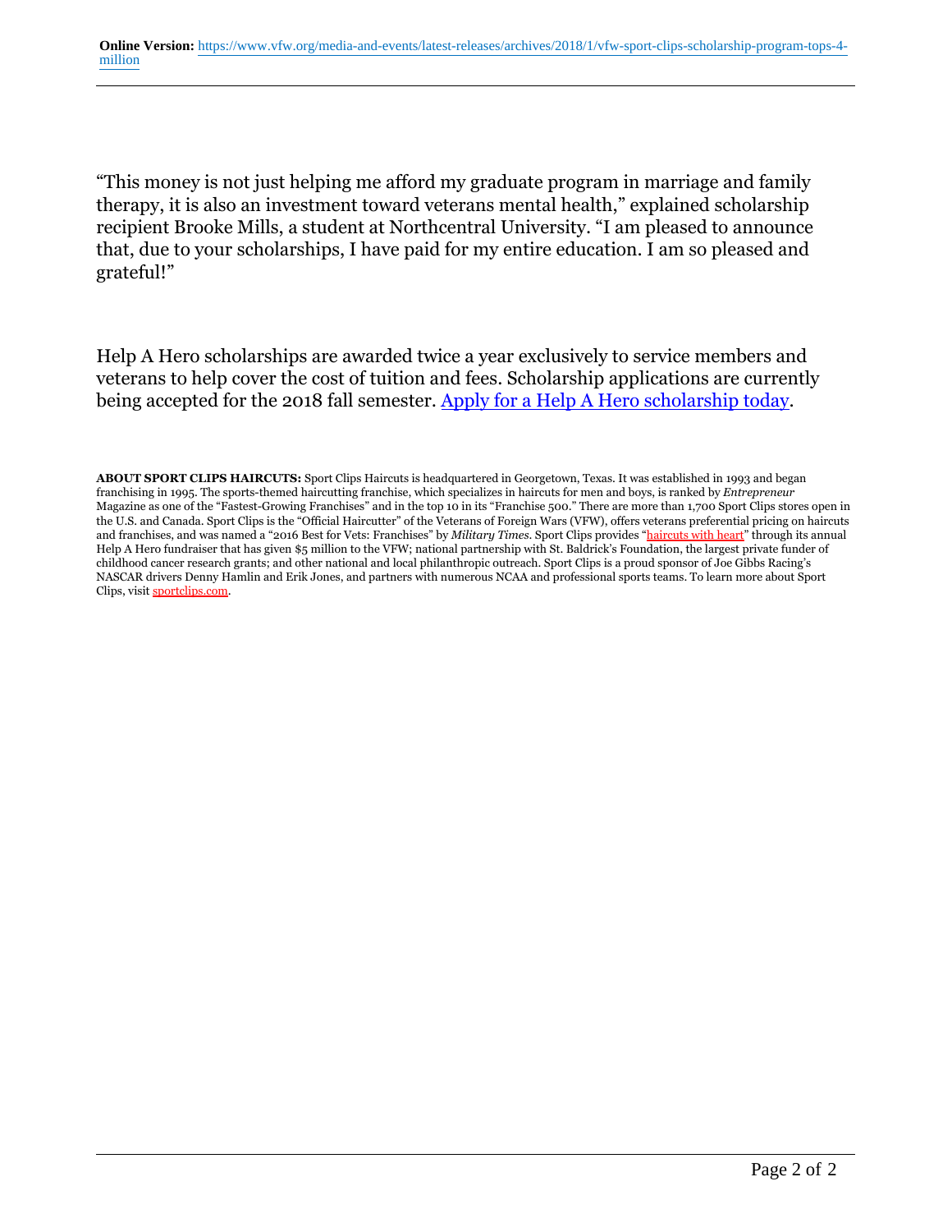“This money is not just helping me afford my graduate program in marriage and family therapy, it is also an investment toward veterans mental health,” explained scholarship recipient Brooke Mills, a student at Northcentral University. “I am pleased to announce that, due to your scholarships, I have paid for my entire education. I am so pleased and grateful!”

Help A Hero scholarships are awarded twice a year exclusively to service members and veterans to help cover the cost of tuition and fees. Scholarship applications are currently being accepted for the 2018 fall semester. Apply for a Help A Hero scholarship today.

**ABOUT SPORT CLIPS HAIRCUTS:** Sport Clips Haircuts is headquartered in Georgetown, Texas. It was established in 1993 and began franchising in 1995. The sports-themed haircutting franchise, which specializes in haircuts for men and boys, is ranked by *Entrepreneur* Magazine as one of the “Fastest-Growing Franchises” and in the top 10 in its “Franchise 500.” There are more than 1,700 Sport Clips stores open in the U.S. and Canada. Sport Clips is the “Official Haircutter” of the Veterans of Foreign Wars (VFW), offers veterans preferential pricing on haircuts and franchises, and was named a “2016 Best for Vets: Franchises” by *Military Times*. Sport Clips provides “haircuts with heart” through its annual Help A Hero fundraiser that has given $5 million to the VFW; national partnership with St. Baldrick’s Foundation, the largest private funder of childhood cancer research grants; and other national and local philanthropic outreach. Sport Clips is a proud sponsor of Joe Gibbs Racing’s NASCAR drivers Denny Hamlin and Erik Jones, and partners with numerous NCAA and professional sports teams. To learn more about Sport Clips, visit sportclips.com.